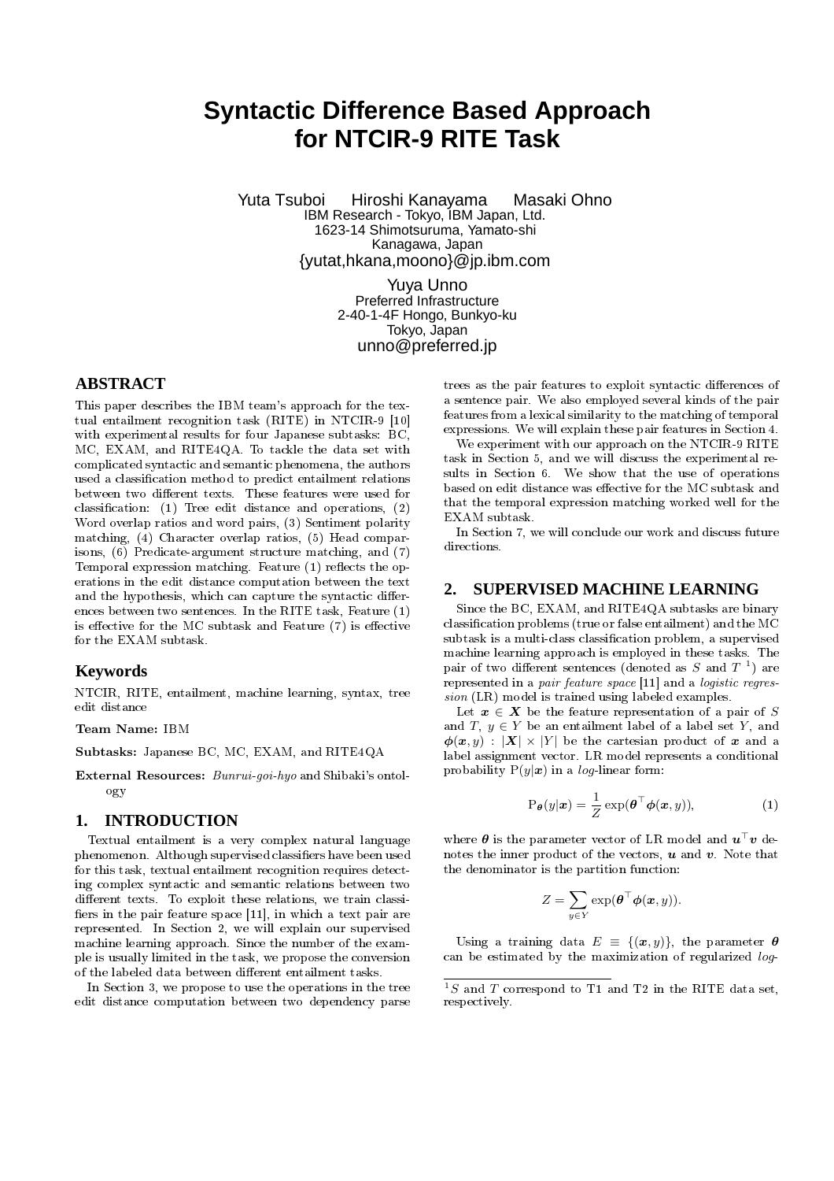# Syntactic Difference Based Approach for NTCIR-9 RITE Task

Yuta Tsuboi   Hiroshi Kanayama   Masaki Ohno
IBM Research - Tokyo, IBM Japan, Ltd.
1623-14 Shimotsuruma, Yamato-shi
Kanagawa, Japan
{yutat,hkana,moono}@jp.ibm.com

Yuya Unno
Preferred Infrastructure
2-40-1-4F Hongo, Bunkyo-ku
Tokyo, Japan
unno@preferred.jp

## ABSTRACT

This paper describes the IBM team's approach for the textual entailment recognition task (RITE) in NTCIR-9 [10] with experimental results for four Japanese subtasks: BC, MC, EXAM, and RITE4QA. To tackle the data set with complicated syntactic and semantic phenomena, the authors used a classification method to predict entailment relations between two different texts. These features were used for classification: (1) Tree edit distance and operations, (2) Word overlap ratios and word pairs, (3) Sentiment polarity matching, (4) Character overlap ratios, (5) Head comparisons, (6) Predicate-argument structure matching, and (7) Temporal expression matching. Feature (1) reflects the operations in the edit distance computation between the text and the hypothesis, which can capture the syntactic differences between two sentences. In the RITE task, Feature (1) is effective for the MC subtask and Feature (7) is effective for the EXAM subtask.

### Keywords

NTCIR, RITE, entailment, machine learning, syntax, tree edit distance

**Team Name:** IBM

**Subtasks:** Japanese BC, MC, EXAM, and RITE4QA

**External Resources:** *Bunrui-goi-hyo* and Shibaki's ontology

## 1. INTRODUCTION

Textual entailment is a very complex natural language phenomenon. Although supervised classifiers have been used for this task, textual entailment recognition requires detecting complex syntactic and semantic relations between two different texts. To exploit these relations, we train classifiers in the pair feature space [11], in which a text pair are represented. In Section 2, we will explain our supervised machine learning approach. Since the number of the example is usually limited in the task, we propose the conversion of the labeled data between different entailment tasks.

In Section 3, we propose to use the operations in the tree edit distance computation between two dependency parse trees as the pair features to exploit syntactic differences of a sentence pair. We also employed several kinds of the pair features from a lexical similarity to the matching of temporal expressions. We will explain these pair features in Section 4.

We experiment with our approach on the NTCIR-9 RITE task in Section 5, and we will discuss the experimental results in Section 6. We show that the use of operations based on edit distance was effective for the MC subtask and that the temporal expression matching worked well for the EXAM subtask.

In Section 7, we will conclude our work and discuss future directions.

## 2. SUPERVISED MACHINE LEARNING

Since the BC, EXAM, and RITE4QA subtasks are binary classification problems (true or false entailment) and the MC subtask is a multi-class classification problem, a supervised machine learning approach is employed in these tasks. The pair of two different sentences (denoted as $S$ and $T$ [1]) are represented in a *pair feature space* [11] and a *logistic regression* (LR) model is trained using labeled examples.

Let $\boldsymbol{x} \in \boldsymbol{X}$ be the feature representation of a pair of $S$ and $T$, $y \in Y$ be an entailment label of a label set $Y$, and $\boldsymbol{\phi}(\boldsymbol{x}, y) : |\boldsymbol{X}| \times |Y|$ be the cartesian product of $\boldsymbol{x}$ and a label assignment vector. LR model represents a conditional probability $\mathrm{P}(y|\boldsymbol{x})$ in a *log*-linear form:

$$\mathrm{P}_{\boldsymbol{\theta}}(y|\boldsymbol{x}) = \frac{1}{Z}\exp(\boldsymbol{\theta}^{\top}\boldsymbol{\phi}(\boldsymbol{x}, y)), \tag{1}$$

where $\boldsymbol{\theta}$ is the parameter vector of LR model and $\boldsymbol{u}^{\top}\boldsymbol{v}$ denotes the inner product of the vectors, $\boldsymbol{u}$ and $\boldsymbol{v}$. Note that the denominator is the partition function:

$$Z = \sum_{y \in Y} \exp(\boldsymbol{\theta}^{\top}\boldsymbol{\phi}(\boldsymbol{x}, y)).$$

Using a training data $E \equiv \{(\boldsymbol{x}, y)\}$, the parameter $\boldsymbol{\theta}$ can be estimated by the maximization of regularized *log*-

[1] $S$ and $T$ correspond to T1 and T2 in the RITE data set, respectively.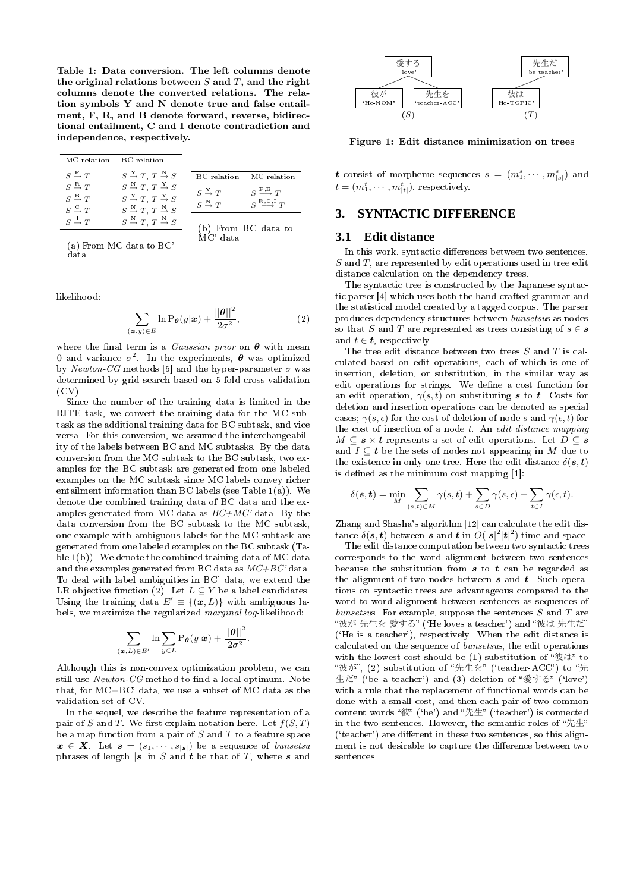Table 1: **Data conversion. The left columns denote the original relations between $S$ and $T$, and the right columns denote the converted relations. The relation symbols Y and N denote true and false entailment, F, R, and B denote forward, reverse, bidirectional entailment, C and I denote contradiction and independence, respectively.**

| MC relation | BC relation |
|---|---|
| $S \xrightarrow{\text{F}} T$ | $S \xrightarrow{\text{Y}} T$, $T \xrightarrow{\text{N}} S$ |
| $S \xrightarrow{\text{R}} T$ | $S \xrightarrow{\text{N}} T$, $T \xrightarrow{\text{Y}} S$ |
| $S \xrightarrow{\text{B}} T$ | $S \xrightarrow{\text{Y}} T$, $T \xrightarrow{\text{Y}} S$ |
| $S \xrightarrow{\text{C}} T$ | $S \xrightarrow{\text{N}} T$, $T \xrightarrow{\text{N}} S$ |
| $S \xrightarrow{\text{I}} T$ | $S \xrightarrow{\text{N}} T$, $T \xrightarrow{\text{N}} S$ |

(a) From MC data to BC' data

| BC relation | MC relation |
|---|---|
| $S \xrightarrow{\text{Y}} T$ | $S \xrightarrow{\text{F,B}} T$ |
| $S \xrightarrow{\text{N}} T$ | $S \xrightarrow{\text{R,C,I}} T$ |

(b) From BC data to MC' data

likelihood:

$$\sum_{(\boldsymbol{x},y)\in E} \ln \mathrm{P}_{\boldsymbol{\theta}}(y|\boldsymbol{x}) + \frac{||\boldsymbol{\theta}||^2}{2\sigma^2}, \tag{2}$$

where the final term is a *Gaussian prior* on $\boldsymbol{\theta}$ with mean 0 and variance $\sigma^2$. In the experiments, $\boldsymbol{\theta}$ was optimized by *Newton-CG* methods [5] and the hyper-parameter $\sigma$ was determined by grid search based on 5-fold cross-validation (CV).

Since the number of the training data is limited in the RITE task, we convert the training data for the MC subtask as the additional training data for BC subtask, and vice versa. For this conversion, we assumed the interchangeability of the labels between BC and MC subtasks. By the data conversion from the MC subtask to the BC subtask, two examples for the BC subtask are generated from one labeled examples on the MC subtask since MC labels convey richer entailment information than BC labels (see Table 1(a)). We denote the combined training data of BC data and the examples generated from MC data as *BC+MC'* data. By the data conversion from the BC subtask to the MC subtask, one example with ambiguous labels for the MC subtask are generated from one labeled examples on the BC subtask (Table 1(b)). We denote the combined training data of MC data and the examples generated from BC data as *MC+BC'* data. To deal with label ambiguities in BC' data, we extend the LR objective function (2). Let $L \subseteq Y$ be a label candidates. Using the training data $E' \equiv \{(\boldsymbol{x}, L)\}$ with ambiguous labels, we maximize the regularized *marginal log*-likelihood:

$$\sum_{(\boldsymbol{x},L)\in E'} \ln \sum_{y\in L} \mathrm{P}_{\boldsymbol{\theta}}(y|\boldsymbol{x}) + \frac{||\boldsymbol{\theta}||^2}{2\sigma^2}.$$

Although this is non-convex optimization problem, we can still use *Newton-CG* method to find a local-optimum. Note that, for MC+BC' data, we use a subset of MC data as the validation set of CV.

In the sequel, we describe the feature representation of a pair of $S$ and $T$. We first explain notation here. Let $f(S,T)$ be a map function from a pair of $S$ and $T$ to a feature space $\boldsymbol{x} \in \boldsymbol{X}$. Let $\boldsymbol{s} = (s_1, \cdots, s_{|\boldsymbol{s}|})$ be a sequence of *bunsetsu* phrases of length $|\boldsymbol{s}|$ in $S$ and $\boldsymbol{t}$ be that of $T$, where $\boldsymbol{s}$ and $\boldsymbol{t}$ consist of morpheme sequences $s = (m_1^s, \cdots, m_{|s|}^s)$ and $t = (m_1^t, \cdots, m_{|t|}^t)$, respectively.

(S): 愛する 'love' → 彼が 'He-NOM', 先生を 'teacher-ACC'
(T): 先生だ 'be teacher' → 彼は 'He-TOPIC'

Figure 1: **Edit distance minimization on trees**

## 3. SYNTACTIC DIFFERENCE

### 3.1 Edit distance

In this work, syntactic differences between two sentences, $S$ and $T$, are represented by edit operations used in tree edit distance calculation on the dependency trees.

The syntactic tree is constructed by the Japanese syntactic parser [4] which uses both the hand-crafted grammar and the statistical model created by a tagged corpus. The parser produces dependency structures between *bunsetsus* as nodes so that $S$ and $T$ are represented as trees consisting of $s \in \boldsymbol{s}$ and $t \in \boldsymbol{t}$, respectively.

The tree edit distance between two trees $S$ and $T$ is calculated based on edit operations, each of which is one of insertion, deletion, or substitution, in the similar way as edit operations for strings. We define a cost function for an edit operation, $\gamma(s,t)$ on substituting $\boldsymbol{s}$ to $\boldsymbol{t}$. Costs for deletion and insertion operations can be denoted as special cases; $\gamma(s,\epsilon)$ for the cost of deletion of node $s$ and $\gamma(\epsilon,t)$ for the cost of insertion of a node $t$. An *edit distance mapping* $M \subseteq \boldsymbol{s} \times \boldsymbol{t}$ represents a set of edit operations. Let $D \subseteq \boldsymbol{s}$ and $I \subseteq \boldsymbol{t}$ be the sets of nodes not appearing in $M$ due to the existence in only one tree. Here the edit distance $\delta(\boldsymbol{s},\boldsymbol{t})$ is defined as the minimum cost mapping [1]:

$$\delta(\boldsymbol{s},\boldsymbol{t}) = \min_M \sum_{(s,t)\in M} \gamma(s,t) + \sum_{s\in D} \gamma(s,\epsilon) + \sum_{t\in I} \gamma(\epsilon,t).$$

Zhang and Shasha's algorithm [12] can calculate the edit distance $\delta(\boldsymbol{s},\boldsymbol{t})$ between $\boldsymbol{s}$ and $\boldsymbol{t}$ in $O(|\boldsymbol{s}|^2|\boldsymbol{t}|^2)$ time and space.

The edit distance computation between two syntactic trees corresponds to the word alignment between two sentences because the substitution from $\boldsymbol{s}$ to $\boldsymbol{t}$ can be regarded as the alignment of two nodes between $\boldsymbol{s}$ and $\boldsymbol{t}$. Such operations on syntactic trees are advantageous compared to the word-to-word alignment between sentences as sequences of *bunsetsus*. For example, suppose the sentences $S$ and $T$ are "彼が 先生を 愛する" ('He loves a teacher') and "彼は 先生だ" ('He is a teacher'), respectively. When the edit distance is calculated on the sequence of *bunsetsus*, the edit operations with the lowest cost should be (1) substitution of "彼は" to "彼が", (2) substitution of "先生を" ('teacher-ACC') to "先生だ" ('be a teacher') and (3) deletion of "愛する" ('love') with a rule that the replacement of functional words can be done with a small cost, and then each pair of two common content words "彼" ('he') and "先生" ('teacher') is connected in the two sentences. However, the semantic roles of "先生" ('teacher') are different in these two sentences, so this alignment is not desirable to capture the difference between two sentences.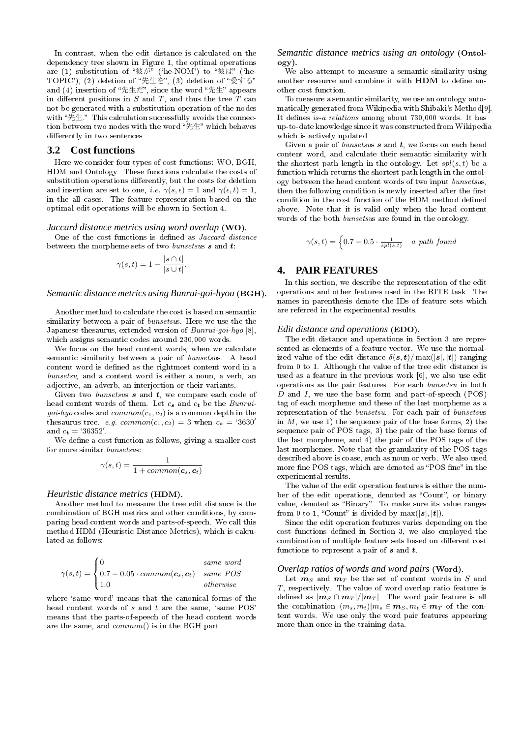In contrast, when the edit distance is calculated on the dependency tree shown in Figure 1, the optimal operations are (1) substitution of "彼が" ('he-NOM') to "彼は" ('he-TOPIC'), (2) deletion of "先生を", (3) deletion of "愛する" and (4) insertion of "先生だ", since the word "先生" appears in different positions in $S$ and $T$, and thus the tree $T$ can not be generated with a substitution operation of the nodes with "先生." This calculation successfully avoids the connection between two nodes with the word "先生" which behaves differently in two sentences.

## 3.2 Cost functions

Here we consider four types of cost functions: WO, BGH, HDM and Ontology. These functions calculate the costs of substitution operations differently, but the costs for deletion and insertion are set to one, *i.e.* $\gamma(s, \epsilon) = 1$ and $\gamma(\epsilon, t) = 1$, in the all cases. The feature representation based on the optimal edit operations will be shown in Section 4.

### *Jaccard distance metrics using word overlap* (WO).

One of the cost functions is defined as *Jaccard distance* between the morpheme sets of two *bunsetsus* $\boldsymbol{s}$ and $\boldsymbol{t}$:

$$\gamma(s,t) = 1 - \frac{|s \cap t|}{|s \cup t|}.$$

### *Semantic distance metrics using Bunrui-goi-hyou* (BGH).

Another method to calculate the cost is based on semantic similarity between a pair of *bunsetsus*. Here we use the the Japanese thesaurus, extended version of *Bunrui-goi-hyo* [8], which assigns semantic codes around 230,000 words.

We focus on the head content words, when we calculate semantic similarity between a pair of *bunsetsus*. A head content word is defined as the rightmost content word in a *bunsetsu*, and a content word is either a noun, a verb, an adjective, an adverb, an interjection or their variants.

Given two *bunsetsus* $\boldsymbol{s}$ and $\boldsymbol{t}$, we compare each code of head content words of them. Let $c_s$ and $c_t$ be the *Bunrui-goi-hyo* codes and $common(c_1, c_2)$ is a common depth in the thesaurus tree. *e.g.* $common(c_1, c_2) = 3$ when $c_s = \text{'}3630\text{'}$ and $c_t = \text{'}36352\text{'}$.

We define a cost function as follows, giving a smaller cost for more similar *bunsetsus*:

$$\gamma(s,t) = \frac{1}{1 + common(\boldsymbol{c}_s, \boldsymbol{c}_t)}$$

### *Heuristic distance metrics* (HDM).

Another method to measure the tree edit distance is the combination of BGH metrics and other conditions, by comparing head content words and parts-of-speech. We call this method HDM (Heuristic Distance Metrics), which is calculated as follows:

$$\gamma(s,t) = \begin{cases} 0 & \textit{same word} \\ 0.7 - 0.05 \cdot common(\boldsymbol{c}_s, \boldsymbol{c}_t) & \textit{same POS} \\ 1.0 & \textit{otherwise} \end{cases}$$

where 'same word' means that the canonical forms of the head content words of $s$ and $t$ are the same, 'same POS' means that the parts-of-speech of the head content words are the same, and $common()$ is in the BGH part.

### *Semantic distance metrics using an ontology* (Ontology).

We also attempt to measure a semantic similarity using another resource and combine it with HDM to define another cost function.

To measure a semantic similarity, we use an ontology automatically generated from Wikipedia with Shibaki's Method[9]. It defines *is-a relations* among about 730,000 words. It has up-to-date knowledge since it was constructed from Wikipedia which is actively updated.

Given a pair of *bunsetsus* $\boldsymbol{s}$ and $\boldsymbol{t}$, we focus on each head content word, and calculate their semantic similarity with the shortest path length in the ontology. Let $spl(s,t)$ be a function which returns the shortest path length in the ontology between the head content words of two input *bunsetsus*, then the following condition is newly inserted after the first condition in the cost function of the HDM method defined above. Note that it is valid only when the head content words of the both *bunsetsus* are found in the ontology.

$$\gamma(s,t) = \begin{cases} 0.7 - 0.5 \cdot \frac{1}{spl(s,t)} & \textit{a path found} \end{cases}$$

## 4. PAIR FEATURES

In this section, we describe the representation of the edit operations and other features used in the RITE task. The names in parenthesis denote the IDs of feature sets which are referred in the experimental results.

### *Edit distance and operations* (EDO).

The edit distance and operations in Section 3 are represented as elements of a feature vector. We use the normalized value of the edit distance $\delta(\boldsymbol{s}, \boldsymbol{t}) / \max(|\boldsymbol{s}|, |\boldsymbol{t}|)$ ranging from 0 to 1. Although the value of the tree edit distance is used as a feature in the previous work [6], we also use edit operations as the pair features. For each *bunsetsu* in both $D$ and $I$, we use the base form and part-of-speech (POS) tag of each morpheme and these of the last morpheme as a representation of the *bunsetsu*. For each pair of *bunsetsus* in $M$, we use 1) the sequence pair of the base forms, 2) the sequence pair of POS tags, 3) the pair of the base forms of the last morpheme, and 4) the pair of the POS tags of the last morphemes. Note that the granularity of the POS tags described above is coase, such as noun or verb. We also used more fine POS tags, which are denoted as "POS fine" in the experimental results.

The value of the edit operation features is either the number of the edit operations, denoted as "Count", or binary value, denoted as "Binary". To make sure its value ranges from 0 to 1, "Count" is divided by $\max(|\boldsymbol{s}|, |\boldsymbol{t}|)$.

Since the edit operation features varies depending on the cost functions defined in Section 3, we also employed the combination of multiple feature sets based on different cost functions to represent a pair of $\boldsymbol{s}$ and $\boldsymbol{t}$.

### *Overlap ratios of words and word pairs* (Word).

Let $\boldsymbol{m}_S$ and $\boldsymbol{m}_T$ be the set of content words in $S$ and $T$, respectively. The value of word overlap ratio feature is defined as $|\boldsymbol{m}_S \cap \boldsymbol{m}_T| / |\boldsymbol{m}_T|$. The word pair feature is all the combination $(m_s, m_t) | m_s \in \boldsymbol{m}_S, m_t \in \boldsymbol{m}_T$ of the content words. We use only the word pair features appearing more than once in the training data.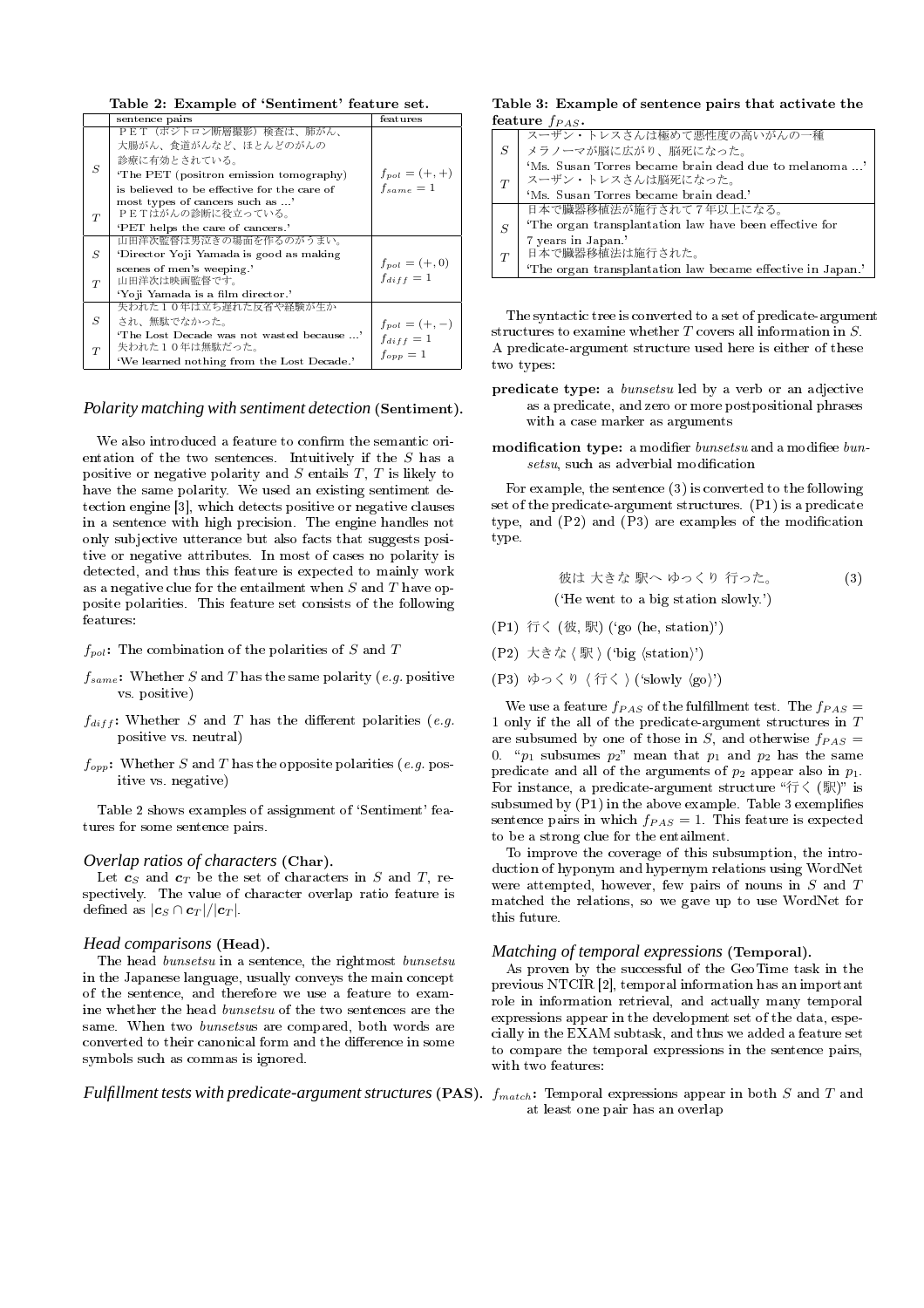**Table 2: Example of 'Sentiment' feature set.**

| | sentence pairs | features |
|---|---|---|
| $S$ | ＰＥＴ（ポジトロン断層撮影）検査は、肺がん、大腸がん、食道がんなど、ほとんどのがんの診療に有効とされている。 'The PET (positron emission tomography) is believed to be effective for the care of most types of cancers such as ...' | $f_{pol} = (+, +)$ $f_{same} = 1$ |
| $T$ | ＰＥＴはがんの診断に役立っている。 'PET helps the care of cancers.' | |
| $S$ | 山田洋次監督は男泣きの場面を作るのがうまい。 'Director Yoji Yamada is good as making scenes of men's weeping.' | $f_{pol} = (+, 0)$ $f_{diff} = 1$ |
| $T$ | 山田洋次は映画監督です。 'Yoji Yamada is a film director.' | |
| $S$ | 失われた１０年は立ち遅れた反省や経験が生かされ、無駄でなかった。 'The Lost Decade was not wasted because ...' | $f_{pol} = (+, -)$ $f_{diff} = 1$ $f_{opp} = 1$ |
| $T$ | 失われた１０年は無駄だった。 'We learned nothing from the Lost Decade.' | |

### *Polarity matching with sentiment detection* (Sentiment).

We also introduced a feature to confirm the semantic orientation of the two sentences. Intuitively if the $S$ has a positive or negative polarity and $S$ entails $T$, $T$ is likely to have the same polarity. We used an existing sentiment detection engine [3], which detects positive or negative clauses in a sentence with high precision. The engine handles not only subjective utterance but also facts that suggests positive or negative attributes. In most of cases no polarity is detected, and thus this feature is expected to mainly work as a negative clue for the entailment when $S$ and $T$ have opposite polarities. This feature set consists of the following features:

- $f_{pol}$: The combination of the polarities of $S$ and $T$
- $f_{same}$: Whether $S$ and $T$ has the same polarity (*e.g.* positive vs. positive)
- $f_{diff}$: Whether $S$ and $T$ has the different polarities (*e.g.* positive vs. neutral)
- $f_{opp}$: Whether $S$ and $T$ has the opposite polarities (*e.g.* positive vs. negative)

Table 2 shows examples of assignment of 'Sentiment' features for some sentence pairs.

### *Overlap ratios of characters* (Char).

Let $c_S$ and $c_T$ be the set of characters in $S$ and $T$, respectively. The value of character overlap ratio feature is defined as $|c_S \cap c_T|/|c_T|$.

### *Head comparisons* (Head).

The head *bunsetsu* in a sentence, the rightmost *bunsetsu* in the Japanese language, usually conveys the main concept of the sentence, and therefore we use a feature to examine whether the head *bunsetsu* of the two sentences are the same. When two *bunsetsu*s are compared, both words are converted to their canonical form and the difference in some symbols such as commas is ignored.

### *Fulfillment tests with predicate-argument structures* (PAS).

**Table 3: Example of sentence pairs that activate the feature $f_{PAS}$.**

| | |
|---|---|
| $S$ | スーザン・トレスさんは極めて悪性度の高いがんの一種メラノーマが脳に広がり、脳死になった。 'Ms. Susan Torres became brain dead due to melanoma ...' |
| $T$ | スーザン・トレスさんは脳死になった。 'Ms. Susan Torres became brain dead.' |
| $S$ | 日本で臓器移植法が施行されて７年以上になる。 'The organ transplantation law have been effective for 7 years in Japan.' |
| $T$ | 日本で臓器移植法は施行された。 'The organ transplantation law became effective in Japan.' |

The syntactic tree is converted to a set of predicate-argument structures to examine whether $T$ covers all information in $S$. A predicate-argument structure used here is either of these two types:

**predicate type:** a *bunsetsu* led by a verb or an adjective as a predicate, and zero or more postpositional phrases with a case marker as arguments

**modification type:** a modifier *bunsetsu* and a modifiee *bunsetsu*, such as adverbial modification

For example, the sentence (3) is converted to the following set of the predicate-argument structures. (P1) is a predicate type, and (P2) and (P3) are examples of the modification type.

$$\text{彼は 大きな 駅へ ゆっくり 行った。} \quad (3)$$

('He went to a big station slowly.')

(P1) 行く (彼, 駅) ('go (he, station)')

(P2) 大きな ⟨ 駅 ⟩ ('big ⟨station⟩')

(P3) ゆっくり ⟨ 行く ⟩ ('slowly ⟨go⟩')

We use a feature $f_{PAS}$ of the fulfillment test. The $f_{PAS} = 1$ only if the all of the predicate-argument structures in $T$ are subsumed by one of those in $S$, and otherwise $f_{PAS} = 0$. "$p_1$ subsumes $p_2$" mean that $p_1$ and $p_2$ has the same predicate and all of the arguments of $p_2$ appear also in $p_1$. For instance, a predicate-argument structure "行く (駅)" is subsumed by (P1) in the above example. Table 3 exemplifies sentence pairs in which $f_{PAS} = 1$. This feature is expected to be a strong clue for the entailment.

To improve the coverage of this subsumption, the introduction of hyponym and hypernym relations using WordNet were attempted, however, few pairs of nouns in $S$ and $T$ matched the relations, so we gave up to use WordNet for this future.

### *Matching of temporal expressions* (Temporal).

As proven by the successful of the GeoTime task in the previous NTCIR [2], temporal information has an important role in information retrieval, and actually many temporal expressions appear in the development set of the data, especially in the EXAM subtask, and thus we added a feature set to compare the temporal expressions in the sentence pairs, with two features:

- $f_{match}$: Temporal expressions appear in both $S$ and $T$ and at least one pair has an overlap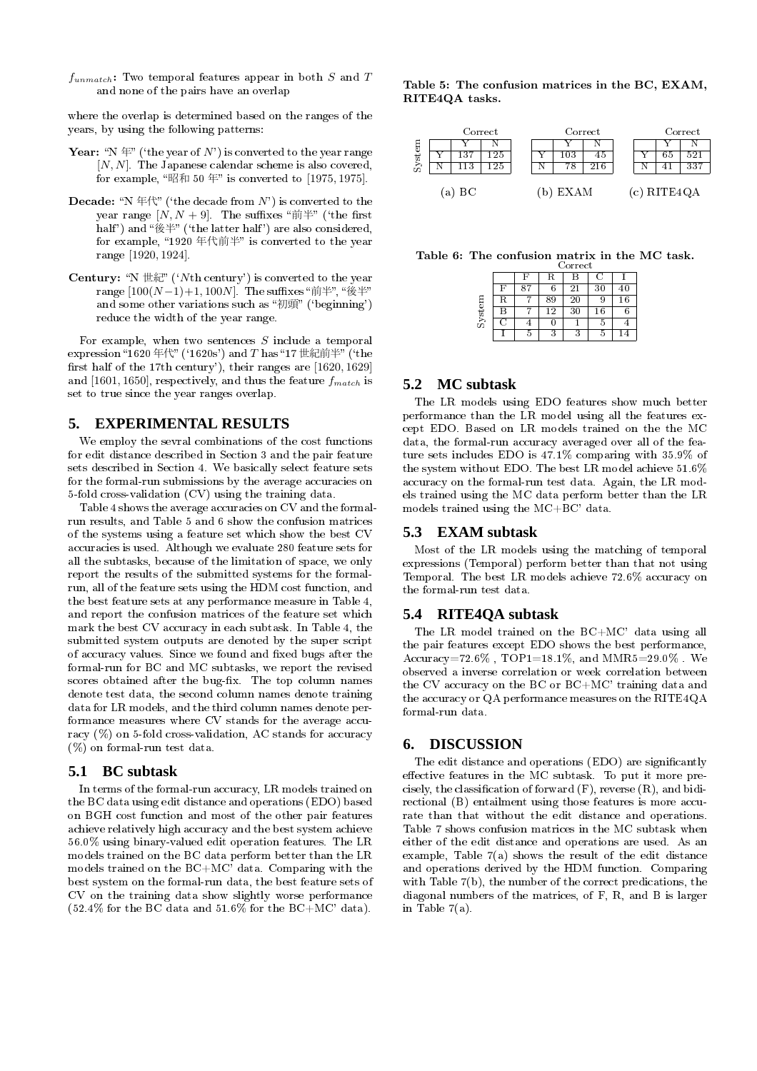$f_{unmatch}$: Two temporal features appear in both $S$ and $T$ and none of the pairs have an overlap

where the overlap is determined based on the ranges of the years, by using the following patterns:

**Year:** "N 年" ('the year of $N$') is converted to the year range $[N, N]$. The Japanese calendar scheme is also covered, for example, "昭和 50 年" is converted to [1975, 1975].

**Decade:** "N 年代" ('the decade from $N$') is converted to the year range $[N, N + 9]$. The suffixes "前半" ('the first half') and "後半" ('the latter half') are also considered, for example, "1920 年代前半" is converted to the year range [1920, 1924].

**Century:** "N 世紀" ('$N$th century') is converted to the year range $[100(N-1)+1, 100N]$. The suffixes "前半", "後半" and some other variations such as "初頭" ('beginning') reduce the width of the year range.

For example, when two sentences $S$ include a temporal expression "1620 年代" ('1620s') and $T$ has "17 世紀前半" ('the first half of the 17th century'), their ranges are [1620, 1629] and [1601, 1650], respectively, and thus the feature $f_{match}$ is set to true since the year ranges overlap.

## 5. EXPERIMENTAL RESULTS

We employ the sevral combinations of the cost functions for edit distance described in Section 3 and the pair feature sets described in Section 4. We basically select feature sets for the formal-run submissions by the average accuracies on 5-fold cross-validation (CV) using the training data.

Table 4 shows the average accuracies on CV and the formal-run results, and Table 5 and 6 show the confusion matrices of the systems using a feature set which show the best CV accuracies is used. Although we evaluate 280 feature sets for all the subtasks, because of the limitation of space, we only report the results of the submitted systems for the formal-run, all of the feature sets using the HDM cost function, and the best feature sets at any performance measure in Table 4, and report the confusion matrices of the feature set which mark the best CV accuracy in each subtask. In Table 4, the submitted system outputs are denoted by the super script of accuracy values. Since we found and fixed bugs after the formal-run for BC and MC subtasks, we report the revised scores obtained after the bug-fix. The top column names denote test data, the second column names denote training data for LR models, and the third column names denote performance measures where CV stands for the average accuracy (%) on 5-fold cross-validation, AC stands for accuracy (%) on formal-run test data.

### 5.1 BC subtask

In terms of the formal-run accuracy, LR models trained on the BC data using edit distance and operations (EDO) based on BGH cost function and most of the other pair features achieve relatively high accuracy and the best system achieve 56.0% using binary-valued edit operation features. The LR models trained on the BC data perform better than the LR models trained on the BC+MC' data. Comparing with the best system on the formal-run data, the best feature sets of CV on the training data show slightly worse performance (52.4% for the BC data and 51.6% for the BC+MC' data).

**Table 5: The confusion matrices in the BC, EXAM, RITE4QA tasks.**

(a) BC

| System \ Correct | Y | N |
|---|---|---|
| Y | 137 | 125 |
| N | 113 | 125 |

(b) EXAM

| System \ Correct | Y | N |
|---|---|---|
| Y | 103 | 45 |
| N | 78 | 216 |

(c) RITE4QA

| System \ Correct | Y | N |
|---|---|---|
| Y | 65 | 521 |
| N | 41 | 337 |

**Table 6: The confusion matrix in the MC task.**

| System \ Correct | F | R | B | C | I |
|---|---|---|---|---|---|
| F | 87 | 6 | 21 | 30 | 40 |
| R | 7 | 89 | 20 | 9 | 16 |
| B | 7 | 12 | 30 | 16 | 6 |
| C | 4 | 0 | 1 | 5 | 4 |
| I | 5 | 3 | 3 | 5 | 14 |

### 5.2 MC subtask

The LR models using EDO features show much better performance than the LR model using all the features except EDO. Based on LR models trained on all the the MC data, the formal-run accuracy averaged over all of the feature sets includes EDO is 47.1% comparing with 35.9% of the system without EDO. The best LR model achieve 51.6% accuracy on the formal-run test data. Again, the LR models trained using the MC data perform better than the LR models trained using the MC+BC' data.

### 5.3 EXAM subtask

Most of the LR models using the matching of temporal expressions (Temporal) perform better than that not using Temporal. The best LR models achieve 72.6% accuracy on the formal-run test data.

### 5.4 RITE4QA subtask

The LR model trained on the BC+MC' data using all the pair features except EDO shows the best performance, Accuracy=72.6% , TOP1=18.1%, and MMR5=29.0% . We observed a inverse correlation or week correlation between the CV accuracy on the BC or BC+MC' training data and the accuracy or QA performance measures on the RITE4QA formal-run data.

## 6. DISCUSSION

The edit distance and operations (EDO) are significantly effective features in the MC subtask. To put it more precisely, the classification of forward (F), reverse (R), and bidirectional (B) entailment using those features is more accurate than that without the edit distance and operations. Table 7 shows confusion matrices in the MC subtask when either of the edit distance and operations are used. As an example, Table 7(a) shows the result of the edit distance and operations derived by the HDM function. Comparing with Table 7(b), the number of the correct predications, the diagonal numbers of the matrices, of F, R, and B is larger in Table 7(a).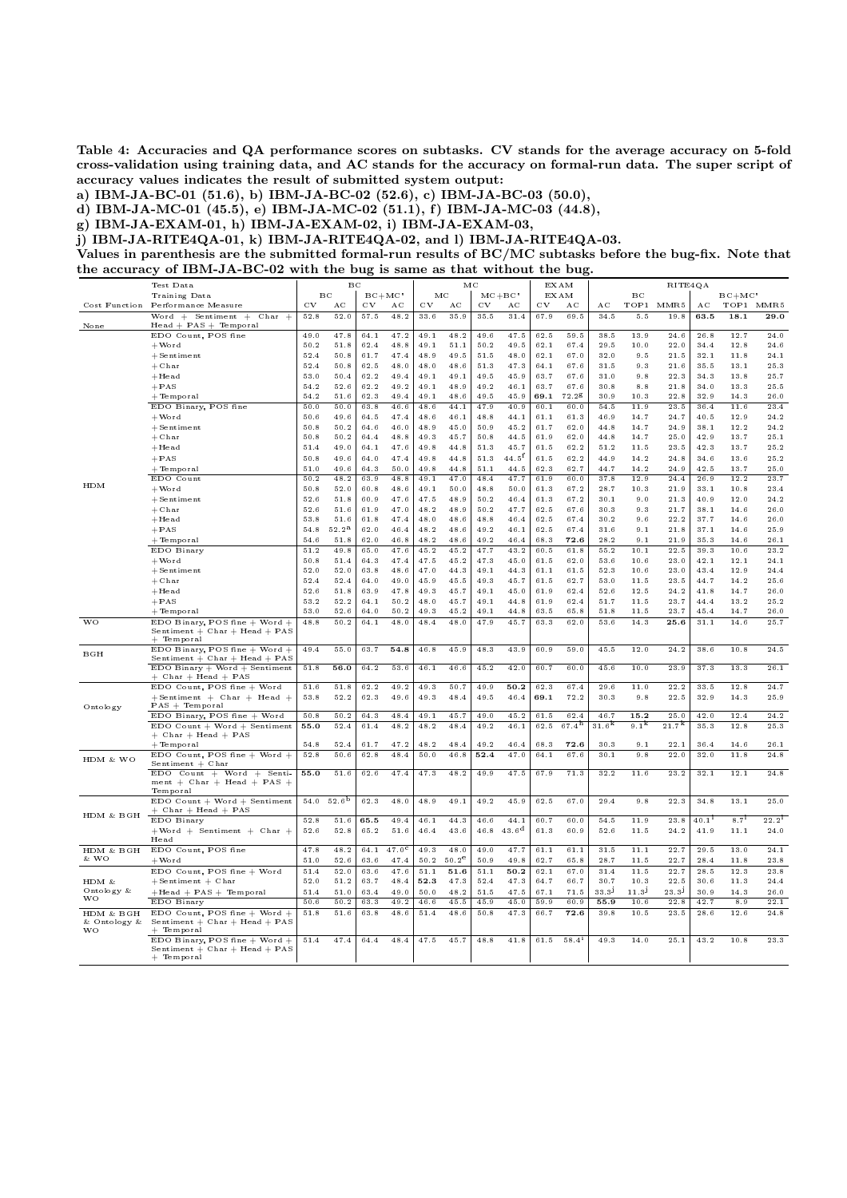Table 4: Accuracies and QA performance scores on subtasks. CV stands for the average accuracy on 5-fold cross-validation using training data, and AC stands for the accuracy on formal-run data. The super script of accuracy values indicates the result of submitted system output:
a) IBM-JA-BC-01 (51.6), b) IBM-JA-BC-02 (52.6), c) IBM-JA-BC-03 (50.0),
d) IBM-JA-MC-01 (45.5), e) IBM-JA-MC-02 (51.1), f) IBM-JA-MC-03 (44.8),
g) IBM-JA-EXAM-01, h) IBM-JA-EXAM-02, i) IBM-JA-EXAM-03,
j) IBM-JA-RITE4QA-01, k) IBM-JA-RITE4QA-02, and l) IBM-JA-RITE4QA-03.
Values in parenthesis are the submitted formal-run results of BC/MC subtasks before the bug-fix. Note that the accuracy of IBM-JA-BC-02 with the bug is same as that without the bug.

| | Test Data | BC | | | | MC | | | | EXAM | | RITE4QA | | | | | |
|---|---|---|---|---|---|---|---|---|---|---|---|---|---|---|---|---|---|
| | Training Data | BC | | BC+MC' | | MC | | MC+BC' | | EXAM | | BC | | | BC+MC' | | |
| Cost Function | Performance Measure | CV | AC | CV | AC | CV | AC | CV | AC | CV | AC | AC | TOP1 | MMR5 | AC | TOP1 | MMR5 |
| None | Word + Sentiment + Char + Head + PAS + Temporal | 52.8 | 52.0 | 57.5 | 48.2 | 33.6 | 35.9 | 35.5 | 31.4 | 67.9 | 69.5 | 34.5 | 5.5 | 19.8 | **63.5** | **18.1** | **29.0** |
| HDM | EDO Count, POS fine | 49.0 | 47.8 | 64.1 | 47.2 | 49.1 | 48.2 | 49.6 | 47.5 | 62.5 | 59.5 | 38.5 | 13.9 | 24.6 | 26.8 | 12.7 | 24.0 |
| | +Word | 50.2 | 51.8 | 62.4 | 48.8 | 49.1 | 51.1 | 50.2 | 49.5 | 62.1 | 67.4 | 29.5 | 10.0 | 22.0 | 34.4 | 12.8 | 24.6 |
| | +Sentiment | 52.4 | 50.8 | 61.7 | 47.4 | 48.9 | 49.5 | 51.5 | 48.0 | 62.1 | 67.0 | 32.0 | 9.5 | 21.5 | 32.1 | 11.8 | 24.1 |
| | +Char | 52.4 | 50.8 | 62.5 | 48.0 | 48.0 | 48.6 | 51.3 | 47.3 | 64.1 | 67.6 | 31.5 | 9.3 | 21.6 | 35.5 | 13.1 | 25.3 |
| | +Head | 53.0 | 50.4 | 62.2 | 49.4 | 49.1 | 49.1 | 49.5 | 45.9 | 63.7 | 67.6 | 31.0 | 9.8 | 22.3 | 34.3 | 13.8 | 25.7 |
| | +PAS | 54.2 | 52.6 | 62.2 | 49.2 | 49.1 | 48.9 | 49.2 | 46.1 | 63.7 | 67.6 | 30.8 | 8.8 | 21.8 | 34.0 | 13.3 | 25.5 |
| | +Temporal | 54.2 | 51.6 | 62.3 | 49.4 | 49.1 | 48.6 | 49.5 | 45.9 | **69.1** | 72.2[g] | 30.9 | 10.3 | 22.8 | 32.9 | 14.3 | 26.0 |
| | EDO Binary, POS fine | 50.0 | 50.0 | 63.8 | 46.6 | 48.6 | 44.1 | 47.9 | 40.9 | 60.1 | 60.0 | 54.5 | 11.9 | 23.5 | 36.4 | 11.6 | 23.4 |
| | +Word | 50.6 | 49.6 | 64.5 | 47.4 | 48.6 | 46.1 | 48.8 | 44.1 | 61.1 | 61.3 | 46.9 | 14.7 | 24.7 | 40.5 | 12.9 | 24.2 |
| | +Sentiment | 50.8 | 50.2 | 64.6 | 46.0 | 48.9 | 45.0 | 50.9 | 45.2 | 61.7 | 62.0 | 44.8 | 14.7 | 24.9 | 38.1 | 12.2 | 24.2 |
| | +Char | 50.8 | 50.2 | 64.4 | 48.8 | 49.3 | 45.7 | 50.8 | 44.5 | 61.9 | 62.0 | 44.8 | 14.7 | 25.0 | 42.9 | 13.7 | 25.1 |
| | +Head | 51.4 | 49.0 | 64.1 | 47.6 | 49.8 | 44.8 | 51.3 | 45.7 | 61.5 | 62.2 | 51.2 | 11.5 | 23.5 | 42.3 | 13.7 | 25.2 |
| | +PAS | 50.8 | 49.6 | 64.0 | 47.4 | 49.8 | 44.8 | 51.3 | 44.5[f] | 61.5 | 62.2 | 44.9 | 14.2 | 24.8 | 34.6 | 13.6 | 25.2 |
| | +Temporal | 51.0 | 49.6 | 64.3 | 50.0 | 49.8 | 44.8 | 51.1 | 44.5 | 62.3 | 62.7 | 44.7 | 14.2 | 24.9 | 42.5 | 13.7 | 25.0 |
| | EDO Count | 50.2 | 48.2 | 63.9 | 48.8 | 49.1 | 47.0 | 48.4 | 47.7 | 61.9 | 60.0 | 37.8 | 12.9 | 24.4 | 26.9 | 12.2 | 23.7 |
| | +Word | 50.8 | 52.0 | 60.8 | 48.6 | 49.1 | 50.0 | 48.8 | 50.0 | 61.3 | 67.2 | 28.7 | 10.3 | 21.9 | 33.1 | 10.8 | 23.4 |
| | +Sentiment | 52.6 | 51.8 | 60.9 | 47.6 | 47.5 | 48.9 | 50.2 | 46.4 | 61.3 | 67.2 | 30.1 | 9.0 | 21.3 | 40.9 | 12.0 | 24.2 |
| | +Char | 52.6 | 51.6 | 61.9 | 47.0 | 48.2 | 48.9 | 50.2 | 47.7 | 62.5 | 67.6 | 30.3 | 9.3 | 21.7 | 38.1 | 14.6 | 26.0 |
| | +Head | 53.8 | 51.6 | 61.8 | 47.4 | 48.0 | 48.6 | 48.8 | 46.4 | 62.5 | 67.4 | 30.2 | 9.6 | 22.2 | 37.7 | 14.6 | 26.0 |
| | +PAS | 54.8 | 52.2[a] | 62.0 | 46.4 | 48.2 | 48.6 | 49.2 | 46.1 | 62.5 | 67.4 | 31.6 | 9.1 | 21.8 | 37.1 | 14.6 | 25.9 |
| | +Temporal | 54.6 | 51.8 | 62.0 | 46.8 | 48.2 | 48.6 | 49.2 | 46.4 | 68.3 | **72.6** | 28.2 | 9.1 | 21.9 | 35.3 | 14.6 | 26.1 |
| | EDO Binary | 51.2 | 49.8 | 65.0 | 47.6 | 45.2 | 45.2 | 47.7 | 43.2 | 60.5 | 61.8 | 55.2 | 10.1 | 22.5 | 39.3 | 10.6 | 23.2 |
| | +Word | 50.8 | 51.4 | 64.3 | 47.4 | 47.5 | 45.2 | 47.3 | 45.0 | 61.5 | 62.0 | 53.6 | 10.6 | 23.0 | 42.1 | 12.1 | 24.1 |
| | +Sentiment | 52.0 | 52.0 | 63.8 | 48.6 | 47.0 | 44.3 | 49.1 | 44.3 | 61.1 | 61.5 | 52.3 | 10.6 | 23.0 | 43.4 | 12.9 | 24.4 |
| | +Char | 52.4 | 52.4 | 64.0 | 49.0 | 45.9 | 45.5 | 49.3 | 45.7 | 61.5 | 62.7 | 53.0 | 11.5 | 23.5 | 44.7 | 14.2 | 25.6 |
| | +Head | 52.6 | 51.8 | 63.9 | 47.8 | 49.3 | 45.7 | 49.1 | 45.0 | 61.9 | 62.4 | 52.6 | 12.5 | 24.2 | 41.8 | 14.7 | 26.0 |
| | +PAS | 53.2 | 52.2 | 64.1 | 50.2 | 48.0 | 45.7 | 49.1 | 44.8 | 61.9 | 62.4 | 51.7 | 11.5 | 23.7 | 44.4 | 13.2 | 25.2 |
| | +Temporal | 53.0 | 52.6 | 64.0 | 50.2 | 49.3 | 45.2 | 49.1 | 44.8 | 63.5 | 65.8 | 51.8 | 11.5 | 23.7 | 45.4 | 14.7 | 26.0 |
| WO | EDO Binary, POS fine + Word + Sentiment + Char + Head + PAS + Temporal | 48.8 | 50.2 | 64.1 | 48.0 | 48.4 | 48.0 | 47.9 | 45.7 | 63.3 | 62.0 | 53.6 | 14.3 | **25.6** | 31.1 | 14.6 | 25.7 |
| BGH | EDO Binary, POS fine + Word + Sentiment + Char + Head + PAS | 49.4 | 55.0 | 63.7 | **54.8** | 46.8 | 45.9 | 48.3 | 43.9 | 60.9 | 59.0 | 45.5 | 12.0 | 24.2 | 38.6 | 10.8 | 24.5 |
| | EDO Binary + Word + Sentiment + Char + Head + PAS | 51.8 | **56.0** | 64.2 | 53.6 | 46.1 | 46.6 | 45.2 | 42.0 | 60.7 | 60.0 | 45.6 | 10.0 | 23.9 | 37.3 | 13.3 | 26.1 |
| Ontology | EDO Count, POS fine + Word | 51.6 | 51.8 | 62.2 | 49.2 | 49.3 | 50.7 | 49.9 | **50.2** | 62.3 | 67.4 | 29.6 | 11.0 | 22.2 | 33.5 | 12.8 | 24.7 |
| | +Sentiment + Char + Head + PAS + Temporal | 53.8 | 52.2 | 62.3 | 49.6 | 49.3 | 48.4 | 49.5 | 46.4 | **69.1** | 72.2 | 30.3 | 9.8 | 22.5 | 32.9 | 14.3 | 25.9 |
| | EDO Binary, POS fine + Word | 50.8 | 50.2 | 64.3 | 48.4 | 49.1 | 45.7 | 49.0 | 45.2 | 61.5 | 62.4 | 46.7 | **15.2** | 25.0 | 42.0 | 12.4 | 24.2 |
| | EDO Count + Word + Sentiment + Char + Head + PAS | **55.0** | 52.4 | 61.4 | 48.2 | 48.2 | 48.4 | 49.2 | 46.1 | 62.5 | 67.4[h] | 31.6[k] | 9.1[k] | 21.7[k] | 35.3 | 12.8 | 25.3 |
| | +Temporal | 54.8 | 52.4 | 61.7 | 47.2 | 48.2 | 48.4 | 49.2 | 46.4 | 68.3 | **72.6** | 30.3 | 9.1 | 22.1 | 36.4 | 14.6 | 26.1 |
| HDM & WO | EDO Count, POS fine + Word + Sentiment + Char | 52.8 | 50.6 | 62.8 | 48.4 | 50.0 | 46.8 | **52.4** | 47.0 | 64.1 | 67.6 | 30.1 | 9.8 | 22.0 | 32.0 | 11.8 | 24.8 |
| | EDO Count + Word + Sentiment + Char + Head + PAS + Temporal | **55.0** | 51.6 | 62.6 | 47.4 | 47.3 | 48.2 | 49.9 | 47.5 | 67.9 | 71.3 | 32.2 | 11.6 | 23.2 | 32.1 | 12.1 | 24.8 |
| HDM & BGH | EDO Count + Word + Sentiment + Char + Head + PAS | 54.0 | 52.6[b] | 62.3 | 48.0 | 48.9 | 49.1 | 49.2 | 45.9 | 62.5 | 67.0 | 29.4 | 9.8 | 22.3 | 34.8 | 13.1 | 25.0 |
| | EDO Binary | 52.8 | 51.6 | **65.5** | 49.4 | 46.1 | 44.3 | 46.6 | 44.1 | 60.7 | 60.0 | 54.5 | 11.9 | 23.8 | 40.1[l] | 8.7[l] | 22.2[l] |
| | +Word + Sentiment + Char + Head | 52.6 | 52.8 | 65.2 | 51.6 | 46.4 | 43.6 | 46.8 | 43.6[d] | 61.3 | 60.9 | 52.6 | 11.5 | 24.2 | 41.9 | 11.1 | 24.0 |
| HDM & BGH & WO | EDO Count, POS fine | 47.8 | 48.2 | 64.1 | 47.0[c] | 49.3 | 48.0 | 49.0 | 47.7 | 61.1 | 61.1 | 31.5 | 11.1 | 22.7 | 29.5 | 13.0 | 24.1 |
| | +Word | 51.0 | 52.6 | 63.6 | 47.4 | 50.2 | 50.2[e] | 50.9 | 49.8 | 62.7 | 65.8 | 28.7 | 11.5 | 22.7 | 28.4 | 11.8 | 23.8 |
| HDM & Ontology & WO | EDO Count, POS fine + Word | 51.4 | 52.0 | 63.6 | 47.6 | 51.1 | **51.6** | 51.1 | **50.2** | 62.1 | 67.0 | 31.4 | 11.5 | 22.7 | 28.5 | 12.3 | 23.8 |
| | +Sentiment + Char | 52.0 | 51.2 | 63.7 | 48.4 | **52.3** | 47.3 | 52.4 | 47.3 | 64.7 | 66.7 | 30.7 | 10.3 | 22.5 | 30.6 | 11.3 | 24.4 |
| | +Head + PAS + Temporal | 51.4 | 51.0 | 63.4 | 49.0 | 50.0 | 48.2 | 51.5 | 47.5 | 67.1 | 71.5 | 33.3[j] | 11.3[j] | 23.3[j] | 30.9 | 14.3 | 26.0 |
| | EDO Binary | 50.6 | 50.2 | 63.3 | 49.2 | 46.6 | 45.5 | 45.9 | 45.0 | 59.9 | 60.9 | **55.9** | 10.6 | 22.8 | 42.7 | 8.9 | 22.1 |
| HDM & BGH & Ontology & WO | EDO Count, POS fine + Word + Sentiment + Char + Head + PAS + Temporal | 51.8 | 51.6 | 63.8 | 48.6 | 51.4 | 48.6 | 50.8 | 47.3 | 66.7 | **72.6** | 39.8 | 10.5 | 23.5 | 28.6 | 12.6 | 24.8 |
| | EDO Binary, POS fine + Word + Sentiment + Char + Head + PAS + Temporal | 51.4 | 47.4 | 64.4 | 48.4 | 47.5 | 45.7 | 48.8 | 41.8 | 61.5 | 58.4[i] | 49.3 | 14.0 | 25.1 | 43.2 | 10.8 | 23.3 |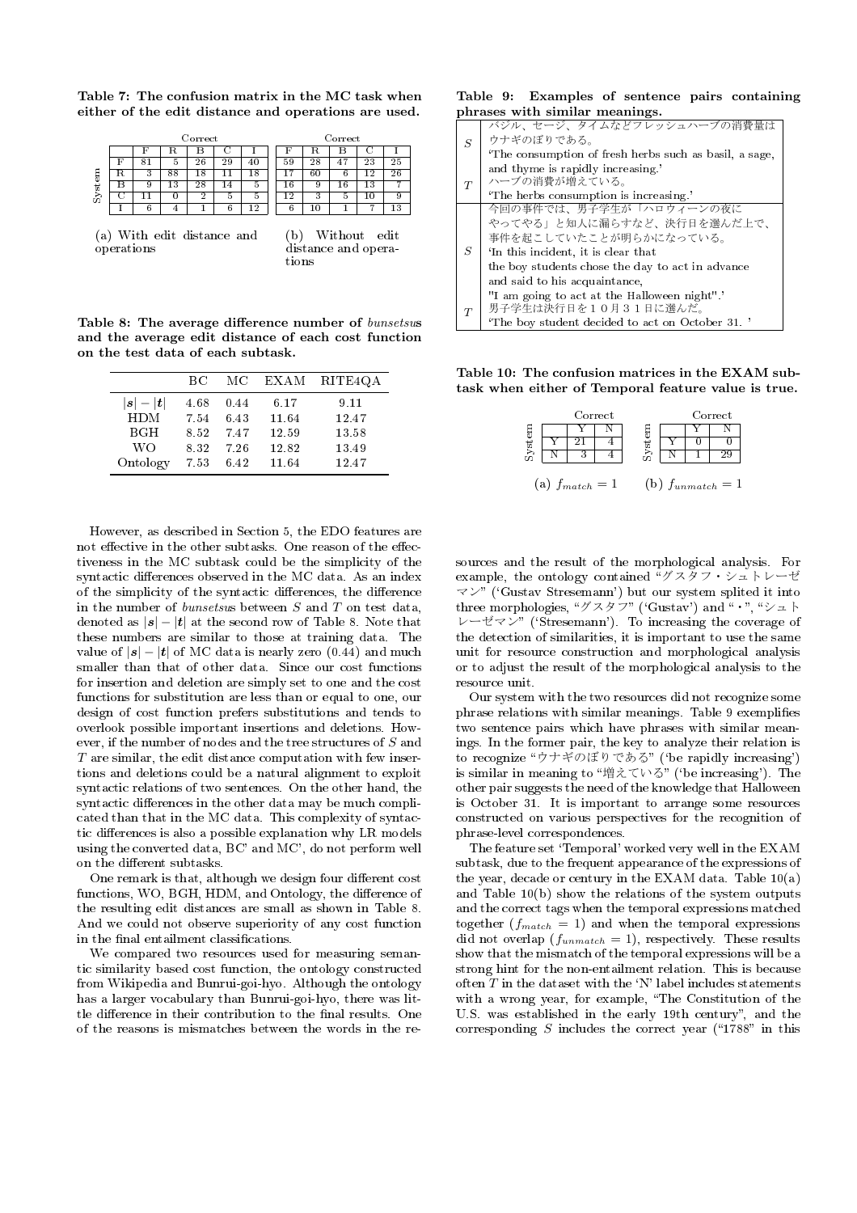**Table 7: The confusion matrix in the MC task when either of the edit distance and operations are used.**

(a) With edit distance and operations

| System \ Correct | F | R | B | C | I |
|---|---|---|---|---|---|
| F | 81 | 5 | 26 | 29 | 40 |
| R | 3 | 88 | 18 | 11 | 18 |
| B | 9 | 13 | 28 | 14 | 5 |
| C | 11 | 0 | 2 | 5 | 5 |
| I | 6 | 4 | 1 | 6 | 12 |

(b) Without edit distance and operations

| System \ Correct | F | R | B | C | I |
|---|---|---|---|---|---|
| F | 59 | 28 | 47 | 23 | 25 |
| R | 17 | 60 | 6 | 12 | 26 |
| B | 16 | 9 | 16 | 13 | 7 |
| C | 12 | 3 | 5 | 10 | 9 |
| I | 6 | 10 | 1 | 7 | 13 |

**Table 8: The average difference number of *bunsetsu*s and the average edit distance of each cost function on the test data of each subtask.**

| | BC | MC | EXAM | RITE4QA |
|---|---|---|---|---|
| $\|\boldsymbol{s}\| - \|\boldsymbol{t}\|$ | 4.68 | 0.44 | 6.17 | 9.11 |
| HDM | 7.54 | 6.43 | 11.64 | 12.47 |
| BGH | 8.52 | 7.47 | 12.59 | 13.58 |
| WO | 8.32 | 7.26 | 12.82 | 13.49 |
| Ontology | 7.53 | 6.42 | 11.64 | 12.47 |

However, as described in Section 5, the EDO features are not effective in the other subtasks. One reason of the effectiveness in the MC subtask could be the simplicity of the syntactic differences observed in the MC data. As an index of the simplicity of the syntactic differences, the difference in the number of *bunsetsu*s between $S$ and $T$ on test data, denoted as $|\boldsymbol{s}| - |\boldsymbol{t}|$ at the second row of Table 8. Note that these numbers are similar to those at training data. The value of $|\boldsymbol{s}| - |\boldsymbol{t}|$ of MC data is nearly zero (0.44) and much smaller than that of other data. Since our cost functions for insertion and deletion are simply set to one and the cost functions for substitution are less than or equal to one, our design of cost function prefers substitutions and tends to overlook possible important insertions and deletions. However, if the number of nodes and the tree structures of $S$ and $T$ are similar, the edit distance computation with few insertions and deletions could be a natural alignment to exploit syntactic relations of two sentences. On the other hand, the syntactic differences in the other data may be much complicated than that in the MC data. This complexity of syntactic differences is also a possible explanation why LR models using the converted data, BC' and MC', do not perform well on the different subtasks.

One remark is that, although we design four different cost functions, WO, BGH, HDM, and Ontology, the difference of the resulting edit distances are small as shown in Table 8. And we could not observe superiority of any cost function in the final entailment classifications.

We compared two resources used for measuring semantic similarity based cost function, the ontology constructed from Wikipedia and Bunrui-goi-hyo. Although the ontology has a larger vocabulary than Bunrui-goi-hyo, there was little difference in their contribution to the final results. One of the reasons is mismatches between the words in the resources and the result of the morphological analysis. For example, the ontology contained "グスタフ・シュトレーゼマン" ('Gustav Stresemann') but our system splited it into three morphologies, "グスタフ" ('Gustav') and "・", "シュトレーゼマン" ('Stresemann'). To increasing the coverage of the detection of similarities, it is important to use the same unit for resource construction and morphological analysis or to adjust the result of the morphological analysis to the resource unit.

**Table 9: Examples of sentence pairs containing phrases with similar meanings.**

| | |
|---|---|
| $S$ | バジル、セージ、タイムなどフレッシュハーブの消費量はウナギのぼりである。 'The consumption of fresh herbs such as basil, a sage, and thyme is rapidly increasing.' |
| $T$ | ハーブの消費が増えている。 'The herbs consumption is increasing.' |
| $S$ | 今回の事件では、男子学生が「ハロウィーンの夜にやってやる」と知人に漏らすなど、決行日を選んだ上で、事件を起こしていたことが明らかになっている。 'In this incident, it is clear that the boy students chose the day to act in advance and said to his acquaintance, "I am going to act at the Halloween night".' |
| $T$ | 男子学生は決行日を１０月３１日に選んだ。 'The boy student decided to act on October 31. ' |

Our system with the two resources did not recognize some phrase relations with similar meanings. Table 9 exemplifies two sentence pairs which have phrases with similar meanings. In the former pair, the key to analyze their relation is to recognize "ウナギのぼりである" ('be rapidly increasing') is similar in meaning to "増えている" ('be increasing'). The other pair suggests the need of the knowledge that Halloween is October 31. It is important to arrange some resources constructed on various perspectives for the recognition of phrase-level correspondences.

**Table 10: The confusion matrices in the EXAM subtask when either of Temporal feature value is true.**

(a) $f_{match} = 1$

| System \ Correct | Y | N |
|---|---|---|
| Y | 21 | 4 |
| N | 3 | 4 |

(b) $f_{unmatch} = 1$

| System \ Correct | Y | N |
|---|---|---|
| Y | 0 | 0 |
| N | 1 | 29 |

The feature set 'Temporal' worked very well in the EXAM subtask, due to the frequent appearance of the expressions of the year, decade or century in the EXAM data. Table 10(a) and Table 10(b) show the relations of the system outputs and the correct tags when the temporal expressions matched together ($f_{match} = 1$) and when the temporal expressions did not overlap ($f_{unmatch} = 1$), respectively. These results show that the mismatch of the temporal expressions will be a strong hint for the non-entailment relation. This is because often $T$ in the dataset with the 'N' label includes statements with a wrong year, for example, "The Constitution of the U.S. was established in the early 19th century", and the corresponding $S$ includes the correct year ("1788" in this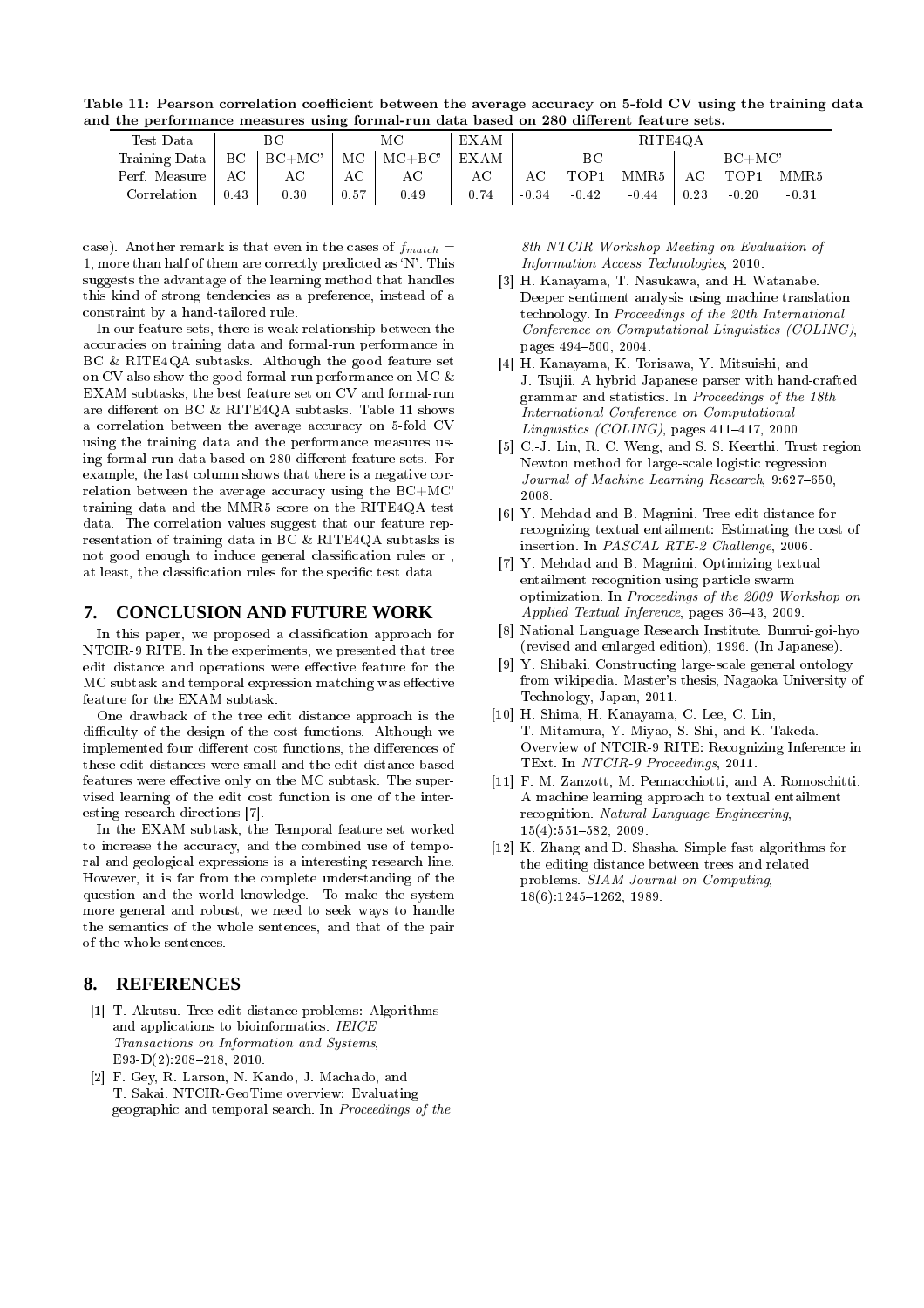**Table 11: Pearson correlation coefficient between the average accuracy on 5-fold CV using the training data and the performance measures using formal-run data based on 280 different feature sets.**

| Test Data | BC | | MC | | EXAM | RITE4QA | | | | | |
|---|---|---|---|---|---|---|---|---|---|---|---|
| Training Data | BC | BC+MC' | MC | MC+BC' | EXAM | BC | | | BC+MC' | | |
| Perf. Measure | AC | AC | AC | AC | AC | AC | TOP1 | MMR5 | AC | TOP1 | MMR5 |
| Correlation | 0.43 | 0.30 | 0.57 | 0.49 | 0.74 | -0.34 | -0.42 | -0.44 | 0.23 | -0.20 | -0.31 |

case). Another remark is that even in the cases of $f_{match} = 1$, more than half of them are correctly predicted as 'N'. This suggests the advantage of the learning method that handles this kind of strong tendencies as a preference, instead of a constraint by a hand-tailored rule.

In our feature sets, there is weak relationship between the accuracies on training data and formal-run performance in BC & RITE4QA subtasks. Although the good feature set on CV also show the good formal-run performance on MC & EXAM subtasks, the best feature set on CV and formal-run are different on BC & RITE4QA subtasks. Table 11 shows a correlation between the average accuracy on 5-fold CV using the training data and the performance measures using formal-run data based on 280 different feature sets. For example, the last column shows that there is a negative correlation between the average accuracy using the BC+MC' training data and the MMR5 score on the RITE4QA test data. The correlation values suggest that our feature representation of training data in BC & RITE4QA subtasks is not good enough to induce general classification rules or , at least, the classification rules for the specific test data.

## 7. CONCLUSION AND FUTURE WORK

In this paper, we proposed a classification approach for NTCIR-9 RITE. In the experiments, we presented that tree edit distance and operations were effective feature for the MC subtask and temporal expression matching was effective feature for the EXAM subtask.

One drawback of the tree edit distance approach is the difficulty of the design of the cost functions. Although we implemented four different cost functions, the differences of these edit distances were small and the edit distance based features were effective only on the MC subtask. The supervised learning of the edit cost function is one of the interesting research directions [7].

In the EXAM subtask, the Temporal feature set worked to increase the accuracy, and the combined use of temporal and geological expressions is a interesting research line. However, it is far from the complete understanding of the question and the world knowledge. To make the system more general and robust, we need to seek ways to handle the semantics of the whole sentences, and that of the pair of the whole sentences.

## 8. REFERENCES

[1] T. Akutsu. Tree edit distance problems: Algorithms and applications to bioinformatics. *IEICE Transactions on Information and Systems*, E93-D(2):208–218, 2010.

[2] F. Gey, R. Larson, N. Kando, J. Machado, and T. Sakai. NTCIR-GeoTime overview: Evaluating geographic and temporal search. In *Proceedings of the 8th NTCIR Workshop Meeting on Evaluation of Information Access Technologies*, 2010.

[3] H. Kanayama, T. Nasukawa, and H. Watanabe. Deeper sentiment analysis using machine translation technology. In *Proceedings of the 20th International Conference on Computational Linguistics (COLING)*, pages 494–500, 2004.

[4] H. Kanayama, K. Torisawa, Y. Mitsuishi, and J. Tsujii. A hybrid Japanese parser with hand-crafted grammar and statistics. In *Proceedings of the 18th International Conference on Computational Linguistics (COLING)*, pages 411–417, 2000.

[5] C.-J. Lin, R. C. Weng, and S. S. Keerthi. Trust region Newton method for large-scale logistic regression. *Journal of Machine Learning Research*, 9:627–650, 2008.

[6] Y. Mehdad and B. Magnini. Tree edit distance for recognizing textual entailment: Estimating the cost of insertion. In *PASCAL RTE-2 Challenge*, 2006.

[7] Y. Mehdad and B. Magnini. Optimizing textual entailment recognition using particle swarm optimization. In *Proceedings of the 2009 Workshop on Applied Textual Inference*, pages 36–43, 2009.

[8] National Language Research Institute. Bunrui-goi-hyo (revised and enlarged edition), 1996. (In Japanese).

[9] Y. Shibaki. Constructing large-scale general ontology from wikipedia. Master's thesis, Nagaoka University of Technology, Japan, 2011.

[10] H. Shima, H. Kanayama, C. Lee, C. Lin, T. Mitamura, Y. Miyao, S. Shi, and K. Takeda. Overview of NTCIR-9 RITE: Recognizing Inference in TExt. In *NTCIR-9 Proceedings*, 2011.

[11] F. M. Zanzott, M. Pennacchiotti, and A. Romoschitti. A machine learning approach to textual entailment recognition. *Natural Language Engineering*, 15(4):551–582, 2009.

[12] K. Zhang and D. Shasha. Simple fast algorithms for the editing distance between trees and related problems. *SIAM Journal on Computing*, 18(6):1245–1262, 1989.